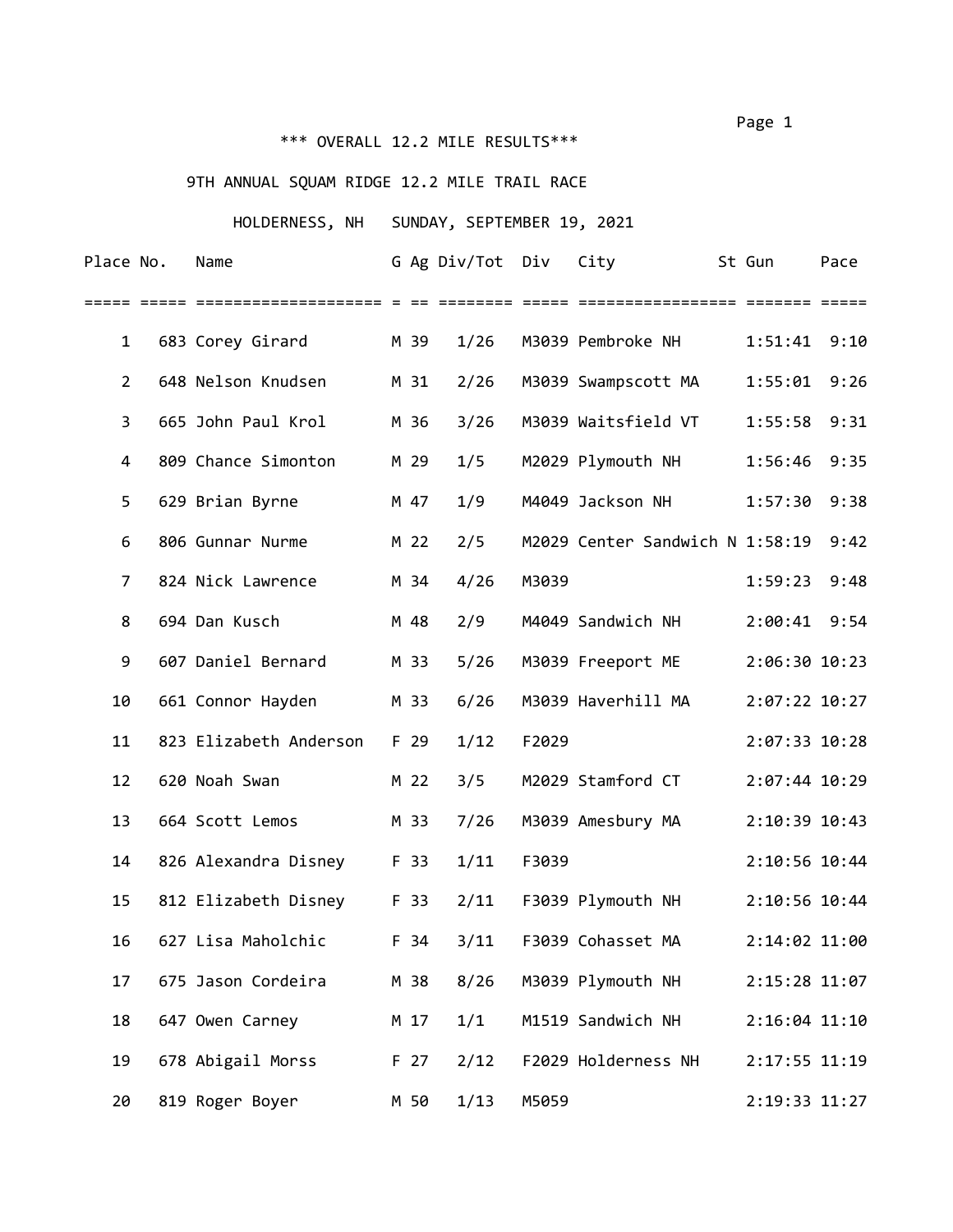*** OVERALL 12.2 MILE RESULTS***

9TH ANNUAL SQUAM RIDGE 12.2 MILE TRAIL RACE

HOLDERNESS, NH SUNDAY, SEPTEMBER 19, 2021

| Place | No. | Name | G | Ag | Div/Tot | Div | City | St | Gun | Pace |
|---|---|---|---|---|---|---|---|---|---|---|
| 1 | 683 | Corey Girard | M | 39 | 1/26 | M3039 | Pembroke | NH | 1:51:41 | 9:10 |
| 2 | 648 | Nelson Knudsen | M | 31 | 2/26 | M3039 | Swampscott | MA | 1:55:01 | 9:26 |
| 3 | 665 | John Paul Krol | M | 36 | 3/26 | M3039 | Waitsfield | VT | 1:55:58 | 9:31 |
| 4 | 809 | Chance Simonton | M | 29 | 1/5 | M2029 | Plymouth | NH | 1:56:46 | 9:35 |
| 5 | 629 | Brian Byrne | M | 47 | 1/9 | M4049 | Jackson | NH | 1:57:30 | 9:38 |
| 6 | 806 | Gunnar Nurme | M | 22 | 2/5 | M2029 | Center Sandwich | N | 1:58:19 | 9:42 |
| 7 | 824 | Nick Lawrence | M | 34 | 4/26 | M3039 | | | 1:59:23 | 9:48 |
| 8 | 694 | Dan Kusch | M | 48 | 2/9 | M4049 | Sandwich | NH | 2:00:41 | 9:54 |
| 9 | 607 | Daniel Bernard | M | 33 | 5/26 | M3039 | Freeport | ME | 2:06:30 | 10:23 |
| 10 | 661 | Connor Hayden | M | 33 | 6/26 | M3039 | Haverhill | MA | 2:07:22 | 10:27 |
| 11 | 823 | Elizabeth Anderson | F | 29 | 1/12 | F2029 | | | 2:07:33 | 10:28 |
| 12 | 620 | Noah Swan | M | 22 | 3/5 | M2029 | Stamford | CT | 2:07:44 | 10:29 |
| 13 | 664 | Scott Lemos | M | 33 | 7/26 | M3039 | Amesbury | MA | 2:10:39 | 10:43 |
| 14 | 826 | Alexandra Disney | F | 33 | 1/11 | F3039 | | | 2:10:56 | 10:44 |
| 15 | 812 | Elizabeth Disney | F | 33 | 2/11 | F3039 | Plymouth | NH | 2:10:56 | 10:44 |
| 16 | 627 | Lisa Maholchic | F | 34 | 3/11 | F3039 | Cohasset | MA | 2:14:02 | 11:00 |
| 17 | 675 | Jason Cordeira | M | 38 | 8/26 | M3039 | Plymouth | NH | 2:15:28 | 11:07 |
| 18 | 647 | Owen Carney | M | 17 | 1/1 | M1519 | Sandwich | NH | 2:16:04 | 11:10 |
| 19 | 678 | Abigail Morss | F | 27 | 2/12 | F2029 | Holderness | NH | 2:17:55 | 11:19 |
| 20 | 819 | Roger Boyer | M | 50 | 1/13 | M5059 | | | 2:19:33 | 11:27 |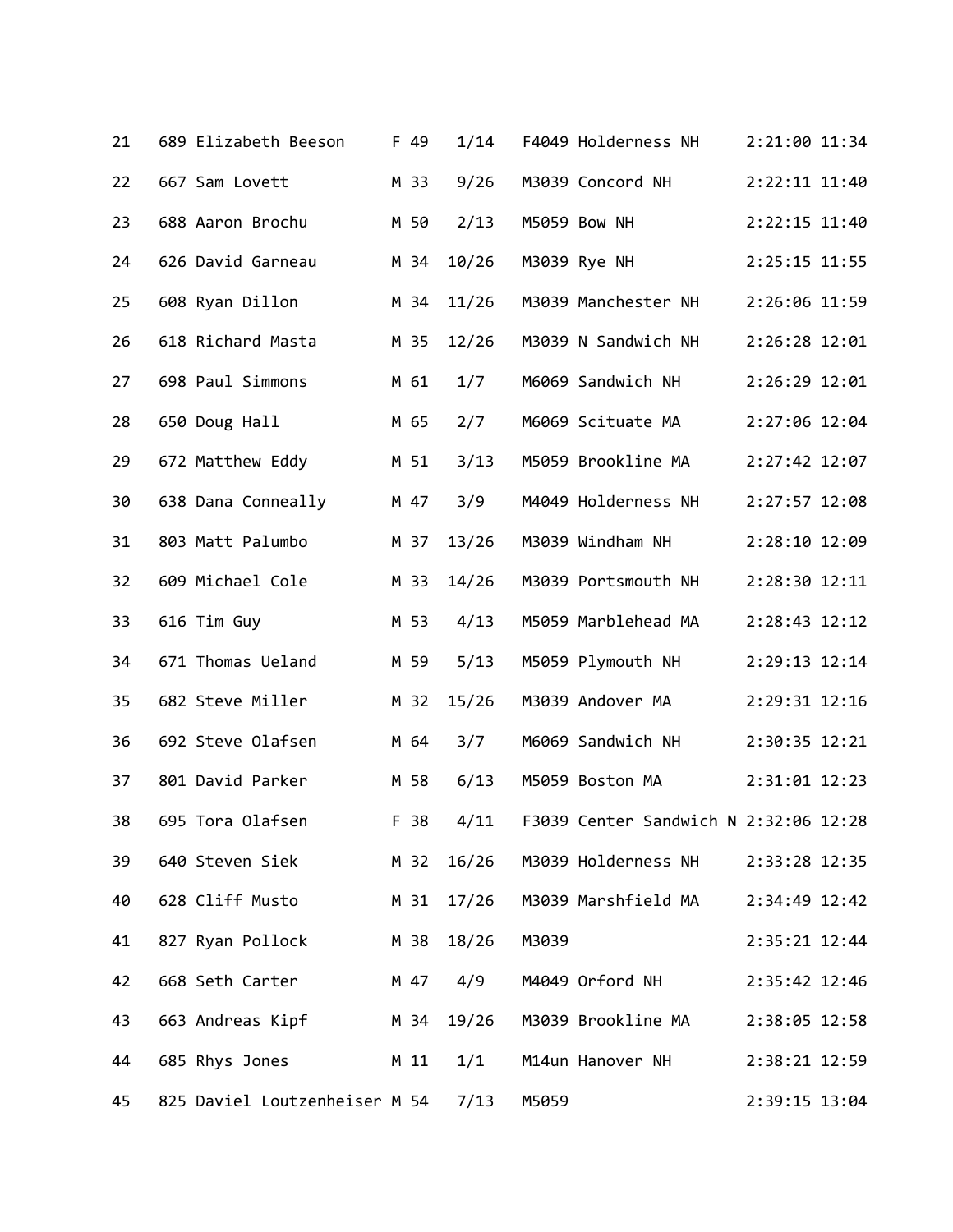| Place | Bib | Name | Sex | Age | Div Place | Division | City/State | Time | Pace |
|---|---|---|---|---|---|---|---|---|---|
| 21 | 689 | Elizabeth Beeson | F | 49 | 1/14 | F4049 | Holderness NH | 2:21:00 | 11:34 |
| 22 | 667 | Sam Lovett | M | 33 | 9/26 | M3039 | Concord NH | 2:22:11 | 11:40 |
| 23 | 688 | Aaron Brochu | M | 50 | 2/13 | M5059 | Bow NH | 2:22:15 | 11:40 |
| 24 | 626 | David Garneau | M | 34 | 10/26 | M3039 | Rye NH | 2:25:15 | 11:55 |
| 25 | 608 | Ryan Dillon | M | 34 | 11/26 | M3039 | Manchester NH | 2:26:06 | 11:59 |
| 26 | 618 | Richard Masta | M | 35 | 12/26 | M3039 | N Sandwich NH | 2:26:28 | 12:01 |
| 27 | 698 | Paul Simmons | M | 61 | 1/7 | M6069 | Sandwich NH | 2:26:29 | 12:01 |
| 28 | 650 | Doug Hall | M | 65 | 2/7 | M6069 | Scituate MA | 2:27:06 | 12:04 |
| 29 | 672 | Matthew Eddy | M | 51 | 3/13 | M5059 | Brookline MA | 2:27:42 | 12:07 |
| 30 | 638 | Dana Conneally | M | 47 | 3/9 | M4049 | Holderness NH | 2:27:57 | 12:08 |
| 31 | 803 | Matt Palumbo | M | 37 | 13/26 | M3039 | Windham NH | 2:28:10 | 12:09 |
| 32 | 609 | Michael Cole | M | 33 | 14/26 | M3039 | Portsmouth NH | 2:28:30 | 12:11 |
| 33 | 616 | Tim Guy | M | 53 | 4/13 | M5059 | Marblehead MA | 2:28:43 | 12:12 |
| 34 | 671 | Thomas Ueland | M | 59 | 5/13 | M5059 | Plymouth NH | 2:29:13 | 12:14 |
| 35 | 682 | Steve Miller | M | 32 | 15/26 | M3039 | Andover MA | 2:29:31 | 12:16 |
| 36 | 692 | Steve Olafsen | M | 64 | 3/7 | M6069 | Sandwich NH | 2:30:35 | 12:21 |
| 37 | 801 | David Parker | M | 58 | 6/13 | M5059 | Boston MA | 2:31:01 | 12:23 |
| 38 | 695 | Tora Olafsen | F | 38 | 4/11 | F3039 | Center Sandwich N | 2:32:06 | 12:28 |
| 39 | 640 | Steven Siek | M | 32 | 16/26 | M3039 | Holderness NH | 2:33:28 | 12:35 |
| 40 | 628 | Cliff Musto | M | 31 | 17/26 | M3039 | Marshfield MA | 2:34:49 | 12:42 |
| 41 | 827 | Ryan Pollock | M | 38 | 18/26 | M3039 | | 2:35:21 | 12:44 |
| 42 | 668 | Seth Carter | M | 47 | 4/9 | M4049 | Orford NH | 2:35:42 | 12:46 |
| 43 | 663 | Andreas Kipf | M | 34 | 19/26 | M3039 | Brookline MA | 2:38:05 | 12:58 |
| 44 | 685 | Rhys Jones | M | 11 | 1/1 | M14un | Hanover NH | 2:38:21 | 12:59 |
| 45 | 825 | Daviel Loutzenheiser | M | 54 | 7/13 | M5059 | | 2:39:15 | 13:04 |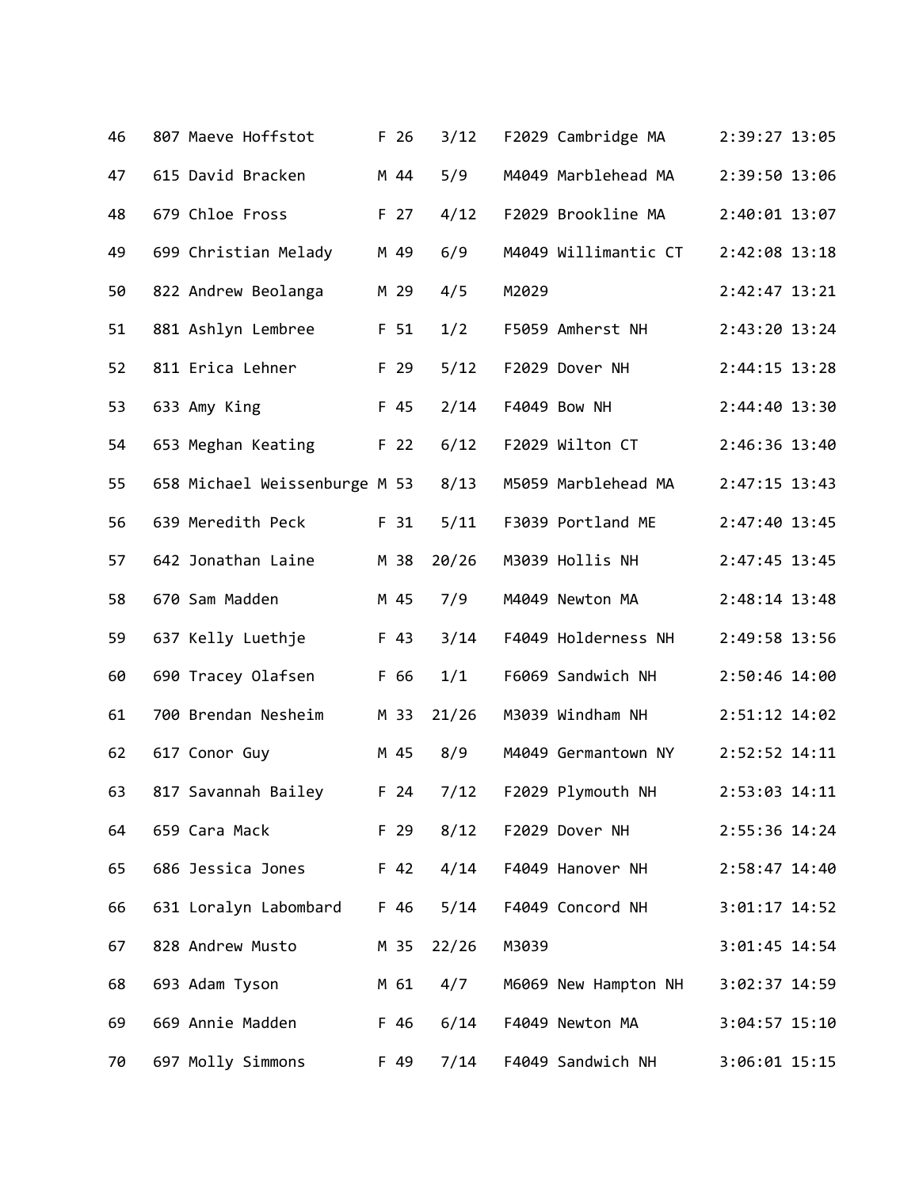| Place | Bib | Name | Sex | Age | Div Place | Division | City/State | Time | Pace |
|---|---|---|---|---|---|---|---|---|---|
| 46 | 807 | Maeve Hoffstot | F | 26 | 3/12 | F2029 | Cambridge MA | 2:39:27 | 13:05 |
| 47 | 615 | David Bracken | M | 44 | 5/9 | M4049 | Marblehead MA | 2:39:50 | 13:06 |
| 48 | 679 | Chloe Fross | F | 27 | 4/12 | F2029 | Brookline MA | 2:40:01 | 13:07 |
| 49 | 699 | Christian Melady | M | 49 | 6/9 | M4049 | Willimantic CT | 2:42:08 | 13:18 |
| 50 | 822 | Andrew Beolanga | M | 29 | 4/5 | M2029 | | 2:42:47 | 13:21 |
| 51 | 881 | Ashlyn Lembree | F | 51 | 1/2 | F5059 | Amherst NH | 2:43:20 | 13:24 |
| 52 | 811 | Erica Lehner | F | 29 | 5/12 | F2029 | Dover NH | 2:44:15 | 13:28 |
| 53 | 633 | Amy King | F | 45 | 2/14 | F4049 | Bow NH | 2:44:40 | 13:30 |
| 54 | 653 | Meghan Keating | F | 22 | 6/12 | F2029 | Wilton CT | 2:46:36 | 13:40 |
| 55 | 658 | Michael Weissenburge | M | 53 | 8/13 | M5059 | Marblehead MA | 2:47:15 | 13:43 |
| 56 | 639 | Meredith Peck | F | 31 | 5/11 | F3039 | Portland ME | 2:47:40 | 13:45 |
| 57 | 642 | Jonathan Laine | M | 38 | 20/26 | M3039 | Hollis NH | 2:47:45 | 13:45 |
| 58 | 670 | Sam Madden | M | 45 | 7/9 | M4049 | Newton MA | 2:48:14 | 13:48 |
| 59 | 637 | Kelly Luethje | F | 43 | 3/14 | F4049 | Holderness NH | 2:49:58 | 13:56 |
| 60 | 690 | Tracey Olafsen | F | 66 | 1/1 | F6069 | Sandwich NH | 2:50:46 | 14:00 |
| 61 | 700 | Brendan Nesheim | M | 33 | 21/26 | M3039 | Windham NH | 2:51:12 | 14:02 |
| 62 | 617 | Conor Guy | M | 45 | 8/9 | M4049 | Germantown NY | 2:52:52 | 14:11 |
| 63 | 817 | Savannah Bailey | F | 24 | 7/12 | F2029 | Plymouth NH | 2:53:03 | 14:11 |
| 64 | 659 | Cara Mack | F | 29 | 8/12 | F2029 | Dover NH | 2:55:36 | 14:24 |
| 65 | 686 | Jessica Jones | F | 42 | 4/14 | F4049 | Hanover NH | 2:58:47 | 14:40 |
| 66 | 631 | Loralyn Labombard | F | 46 | 5/14 | F4049 | Concord NH | 3:01:17 | 14:52 |
| 67 | 828 | Andrew Musto | M | 35 | 22/26 | M3039 | | 3:01:45 | 14:54 |
| 68 | 693 | Adam Tyson | M | 61 | 4/7 | M6069 | New Hampton NH | 3:02:37 | 14:59 |
| 69 | 669 | Annie Madden | F | 46 | 6/14 | F4049 | Newton MA | 3:04:57 | 15:10 |
| 70 | 697 | Molly Simmons | F | 49 | 7/14 | F4049 | Sandwich NH | 3:06:01 | 15:15 |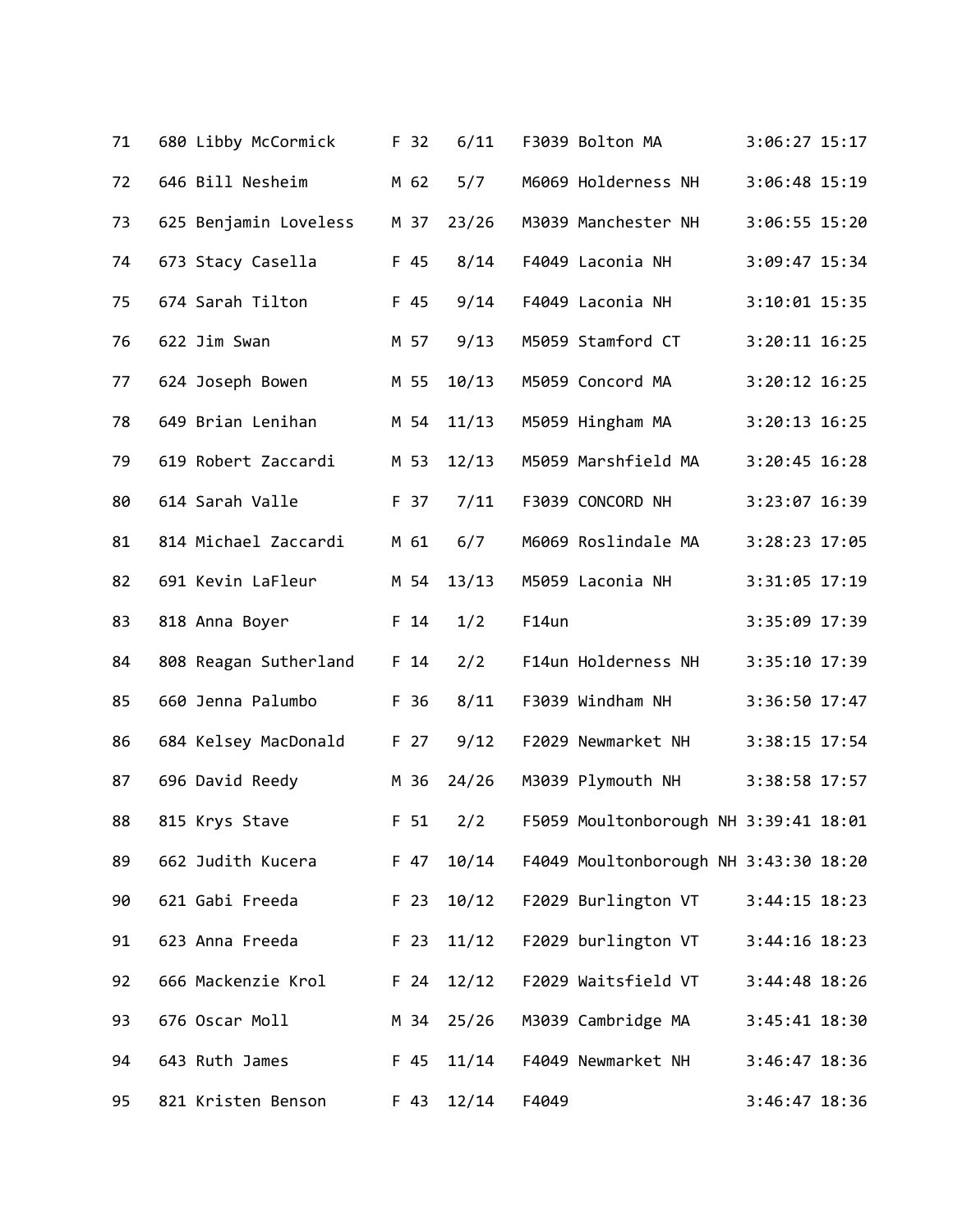| | | | | | | | | |
|---|---|---|---|---|---|---|---|---|
| 71 | 680 | Libby McCormick | F | 32 | 6/11 | F3039 | Bolton MA | 3:06:27 | 15:17 |
| 72 | 646 | Bill Nesheim | M | 62 | 5/7 | M6069 | Holderness NH | 3:06:48 | 15:19 |
| 73 | 625 | Benjamin Loveless | M | 37 | 23/26 | M3039 | Manchester NH | 3:06:55 | 15:20 |
| 74 | 673 | Stacy Casella | F | 45 | 8/14 | F4049 | Laconia NH | 3:09:47 | 15:34 |
| 75 | 674 | Sarah Tilton | F | 45 | 9/14 | F4049 | Laconia NH | 3:10:01 | 15:35 |
| 76 | 622 | Jim Swan | M | 57 | 9/13 | M5059 | Stamford CT | 3:20:11 | 16:25 |
| 77 | 624 | Joseph Bowen | M | 55 | 10/13 | M5059 | Concord MA | 3:20:12 | 16:25 |
| 78 | 649 | Brian Lenihan | M | 54 | 11/13 | M5059 | Hingham MA | 3:20:13 | 16:25 |
| 79 | 619 | Robert Zaccardi | M | 53 | 12/13 | M5059 | Marshfield MA | 3:20:45 | 16:28 |
| 80 | 614 | Sarah Valle | F | 37 | 7/11 | F3039 | CONCORD NH | 3:23:07 | 16:39 |
| 81 | 814 | Michael Zaccardi | M | 61 | 6/7 | M6069 | Roslindale MA | 3:28:23 | 17:05 |
| 82 | 691 | Kevin LaFleur | M | 54 | 13/13 | M5059 | Laconia NH | 3:31:05 | 17:19 |
| 83 | 818 | Anna Boyer | F | 14 | 1/2 | F14un | | 3:35:09 | 17:39 |
| 84 | 808 | Reagan Sutherland | F | 14 | 2/2 | F14un | Holderness NH | 3:35:10 | 17:39 |
| 85 | 660 | Jenna Palumbo | F | 36 | 8/11 | F3039 | Windham NH | 3:36:50 | 17:47 |
| 86 | 684 | Kelsey MacDonald | F | 27 | 9/12 | F2029 | Newmarket NH | 3:38:15 | 17:54 |
| 87 | 696 | David Reedy | M | 36 | 24/26 | M3039 | Plymouth NH | 3:38:58 | 17:57 |
| 88 | 815 | Krys Stave | F | 51 | 2/2 | F5059 | Moultonborough NH | 3:39:41 | 18:01 |
| 89 | 662 | Judith Kucera | F | 47 | 10/14 | F4049 | Moultonborough NH | 3:43:30 | 18:20 |
| 90 | 621 | Gabi Freeda | F | 23 | 10/12 | F2029 | Burlington VT | 3:44:15 | 18:23 |
| 91 | 623 | Anna Freeda | F | 23 | 11/12 | F2029 | burlington VT | 3:44:16 | 18:23 |
| 92 | 666 | Mackenzie Krol | F | 24 | 12/12 | F2029 | Waitsfield VT | 3:44:48 | 18:26 |
| 93 | 676 | Oscar Moll | M | 34 | 25/26 | M3039 | Cambridge MA | 3:45:41 | 18:30 |
| 94 | 643 | Ruth James | F | 45 | 11/14 | F4049 | Newmarket NH | 3:46:47 | 18:36 |
| 95 | 821 | Kristen Benson | F | 43 | 12/14 | F4049 | | 3:46:47 | 18:36 |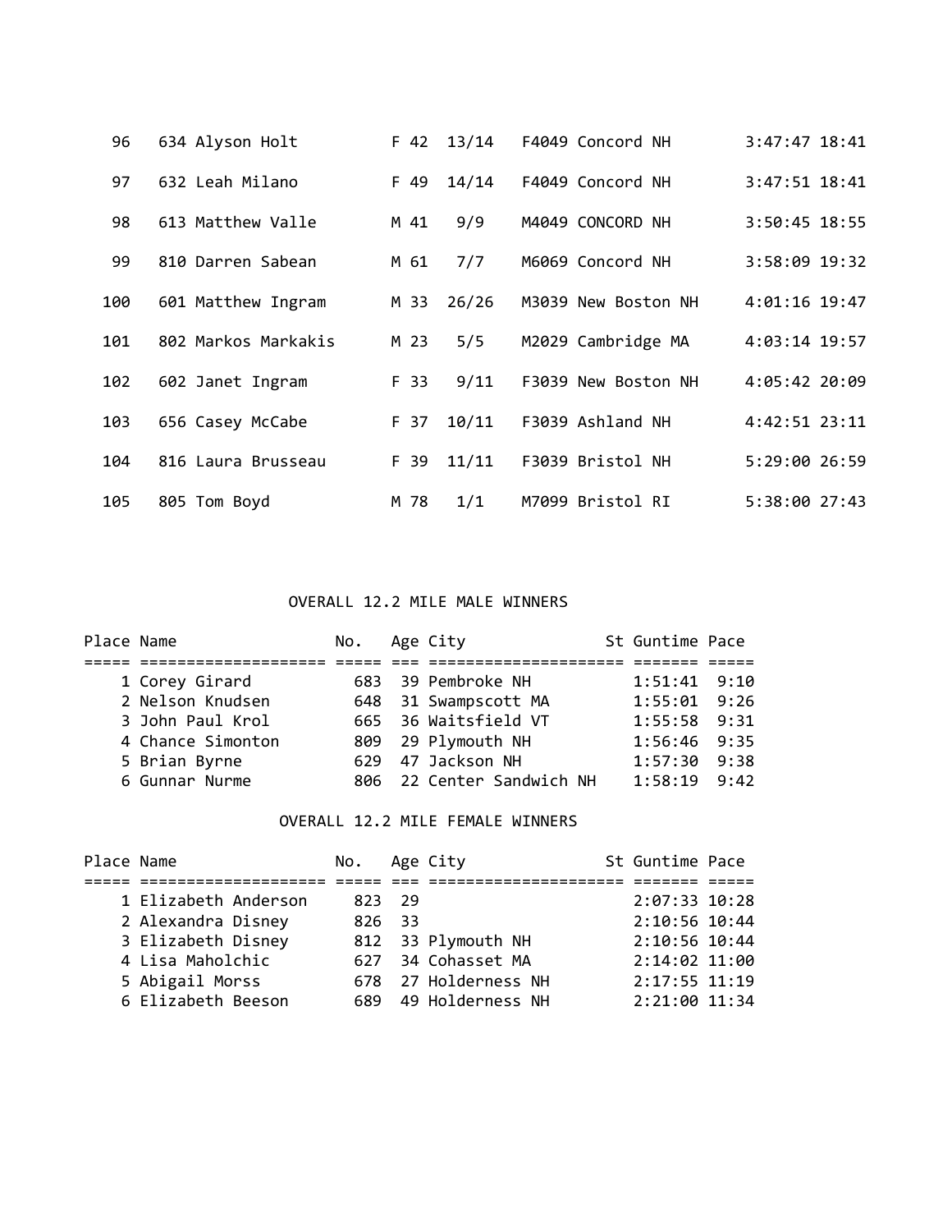| | | | | | | | | |
|---|---|---|---|---|---|---|---|---|
| 96 | 634 | Alyson Holt | F 42 | 13/14 | F4049 | Concord NH | 3:47:47 | 18:41 |
| 97 | 632 | Leah Milano | F 49 | 14/14 | F4049 | Concord NH | 3:47:51 | 18:41 |
| 98 | 613 | Matthew Valle | M 41 | 9/9 | M4049 | CONCORD NH | 3:50:45 | 18:55 |
| 99 | 810 | Darren Sabean | M 61 | 7/7 | M6069 | Concord NH | 3:58:09 | 19:32 |
| 100 | 601 | Matthew Ingram | M 33 | 26/26 | M3039 | New Boston NH | 4:01:16 | 19:47 |
| 101 | 802 | Markos Markakis | M 23 | 5/5 | M2029 | Cambridge MA | 4:03:14 | 19:57 |
| 102 | 602 | Janet Ingram | F 33 | 9/11 | F3039 | New Boston NH | 4:05:42 | 20:09 |
| 103 | 656 | Casey McCabe | F 37 | 10/11 | F3039 | Ashland NH | 4:42:51 | 23:11 |
| 104 | 816 | Laura Brusseau | F 39 | 11/11 | F3039 | Bristol NH | 5:29:00 | 26:59 |
| 105 | 805 | Tom Boyd | M 78 | 1/1 | M7099 | Bristol RI | 5:38:00 | 27:43 |

## OVERALL 12.2 MILE MALE WINNERS

| Place | Name | No. | Age | City | St | Guntime | Pace |
|---|---|---|---|---|---|---|---|
| 1 | Corey Girard | 683 | 39 | Pembroke NH | | 1:51:41 | 9:10 |
| 2 | Nelson Knudsen | 648 | 31 | Swampscott MA | | 1:55:01 | 9:26 |
| 3 | John Paul Krol | 665 | 36 | Waitsfield VT | | 1:55:58 | 9:31 |
| 4 | Chance Simonton | 809 | 29 | Plymouth NH | | 1:56:46 | 9:35 |
| 5 | Brian Byrne | 629 | 47 | Jackson NH | | 1:57:30 | 9:38 |
| 6 | Gunnar Nurme | 806 | 22 | Center Sandwich NH | | 1:58:19 | 9:42 |

## OVERALL 12.2 MILE FEMALE WINNERS

| Place | Name | No. | Age | City | St | Guntime | Pace |
|---|---|---|---|---|---|---|---|
| 1 | Elizabeth Anderson | 823 | 29 | | | 2:07:33 | 10:28 |
| 2 | Alexandra Disney | 826 | 33 | | | 2:10:56 | 10:44 |
| 3 | Elizabeth Disney | 812 | 33 | Plymouth NH | | 2:10:56 | 10:44 |
| 4 | Lisa Maholchic | 627 | 34 | Cohasset MA | | 2:14:02 | 11:00 |
| 5 | Abigail Morss | 678 | 27 | Holderness NH | | 2:17:55 | 11:19 |
| 6 | Elizabeth Beeson | 689 | 49 | Holderness NH | | 2:21:00 | 11:34 |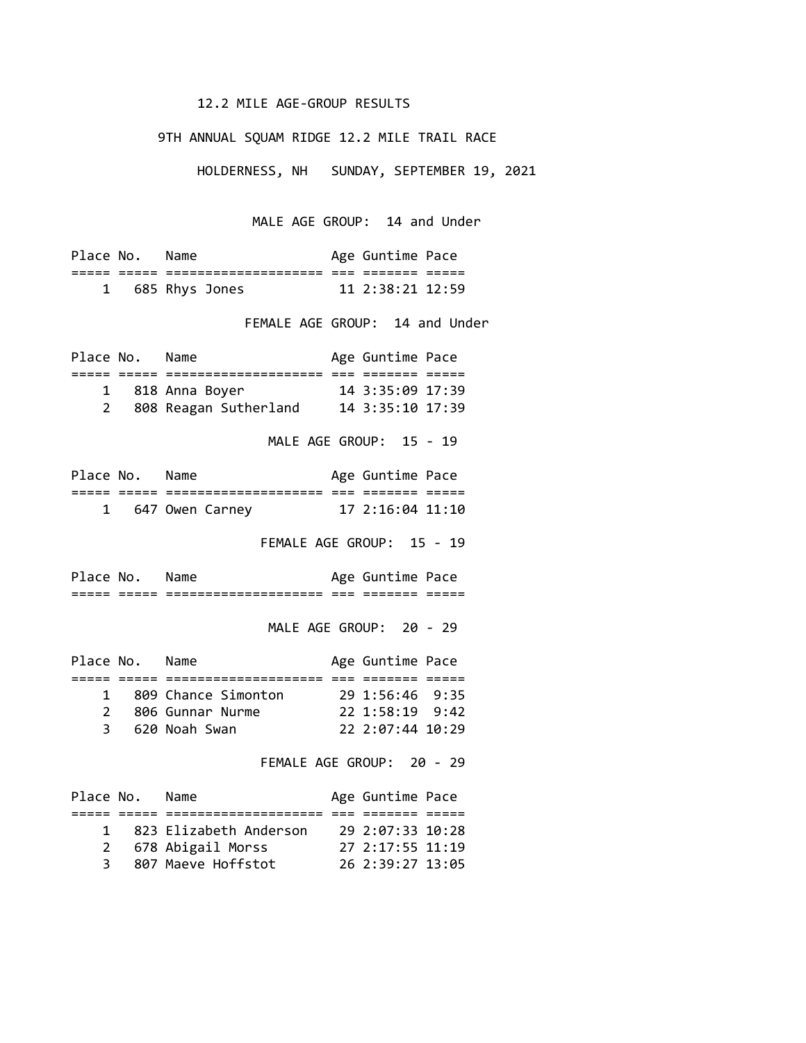## 12.2 MILE AGE-GROUP RESULTS

## 9TH ANNUAL SQUAM RIDGE 12.2 MILE TRAIL RACE

HOLDERNESS, NH SUNDAY, SEPTEMBER 19, 2021

### MALE AGE GROUP: 14 and Under

| Place | No. | Name | Age | Guntime | Pace |
|---|---|---|---|---|---|
| 1 | 685 | Rhys Jones | 11 | 2:38:21 | 12:59 |

### FEMALE AGE GROUP: 14 and Under

| Place | No. | Name | Age | Guntime | Pace |
|---|---|---|---|---|---|
| 1 | 818 | Anna Boyer | 14 | 3:35:09 | 17:39 |
| 2 | 808 | Reagan Sutherland | 14 | 3:35:10 | 17:39 |

### MALE AGE GROUP: 15 - 19

| Place | No. | Name | Age | Guntime | Pace |
|---|---|---|---|---|---|
| 1 | 647 | Owen Carney | 17 | 2:16:04 | 11:10 |

### FEMALE AGE GROUP: 15 - 19

| Place | No. | Name | Age | Guntime | Pace |
|---|---|---|---|---|---|

### MALE AGE GROUP: 20 - 29

| Place | No. | Name | Age | Guntime | Pace |
|---|---|---|---|---|---|
| 1 | 809 | Chance Simonton | 29 | 1:56:46 | 9:35 |
| 2 | 806 | Gunnar Nurme | 22 | 1:58:19 | 9:42 |
| 3 | 620 | Noah Swan | 22 | 2:07:44 | 10:29 |

### FEMALE AGE GROUP: 20 - 29

| Place | No. | Name | Age | Guntime | Pace |
|---|---|---|---|---|---|
| 1 | 823 | Elizabeth Anderson | 29 | 2:07:33 | 10:28 |
| 2 | 678 | Abigail Morss | 27 | 2:17:55 | 11:19 |
| 3 | 807 | Maeve Hoffstot | 26 | 2:39:27 | 13:05 |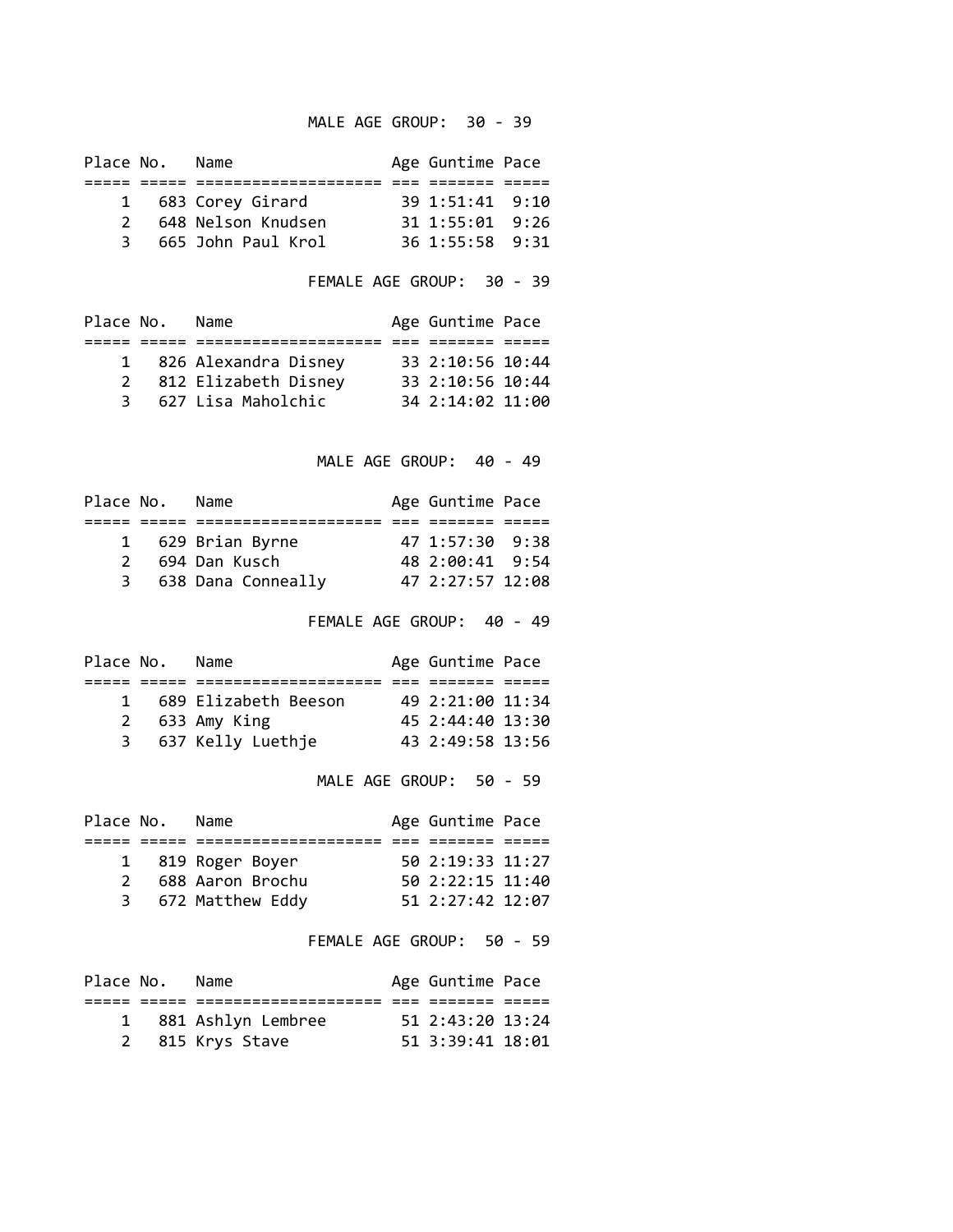## MALE AGE GROUP: 30 - 39

| Place | No. | Name | Age | Guntime | Pace |
|---|---|---|---|---|---|
| 1 | 683 | Corey Girard | 39 | 1:51:41 | 9:10 |
| 2 | 648 | Nelson Knudsen | 31 | 1:55:01 | 9:26 |
| 3 | 665 | John Paul Krol | 36 | 1:55:58 | 9:31 |

## FEMALE AGE GROUP: 30 - 39

| Place | No. | Name | Age | Guntime | Pace |
|---|---|---|---|---|---|
| 1 | 826 | Alexandra Disney | 33 | 2:10:56 | 10:44 |
| 2 | 812 | Elizabeth Disney | 33 | 2:10:56 | 10:44 |
| 3 | 627 | Lisa Maholchic | 34 | 2:14:02 | 11:00 |

## MALE AGE GROUP: 40 - 49

| Place | No. | Name | Age | Guntime | Pace |
|---|---|---|---|---|---|
| 1 | 629 | Brian Byrne | 47 | 1:57:30 | 9:38 |
| 2 | 694 | Dan Kusch | 48 | 2:00:41 | 9:54 |
| 3 | 638 | Dana Conneally | 47 | 2:27:57 | 12:08 |

## FEMALE AGE GROUP: 40 - 49

| Place | No. | Name | Age | Guntime | Pace |
|---|---|---|---|---|---|
| 1 | 689 | Elizabeth Beeson | 49 | 2:21:00 | 11:34 |
| 2 | 633 | Amy King | 45 | 2:44:40 | 13:30 |
| 3 | 637 | Kelly Luethje | 43 | 2:49:58 | 13:56 |

## MALE AGE GROUP: 50 - 59

| Place | No. | Name | Age | Guntime | Pace |
|---|---|---|---|---|---|
| 1 | 819 | Roger Boyer | 50 | 2:19:33 | 11:27 |
| 2 | 688 | Aaron Brochu | 50 | 2:22:15 | 11:40 |
| 3 | 672 | Matthew Eddy | 51 | 2:27:42 | 12:07 |

## FEMALE AGE GROUP: 50 - 59

| Place | No. | Name | Age | Guntime | Pace |
|---|---|---|---|---|---|
| 1 | 881 | Ashlyn Lembree | 51 | 2:43:20 | 13:24 |
| 2 | 815 | Krys Stave | 51 | 3:39:41 | 18:01 |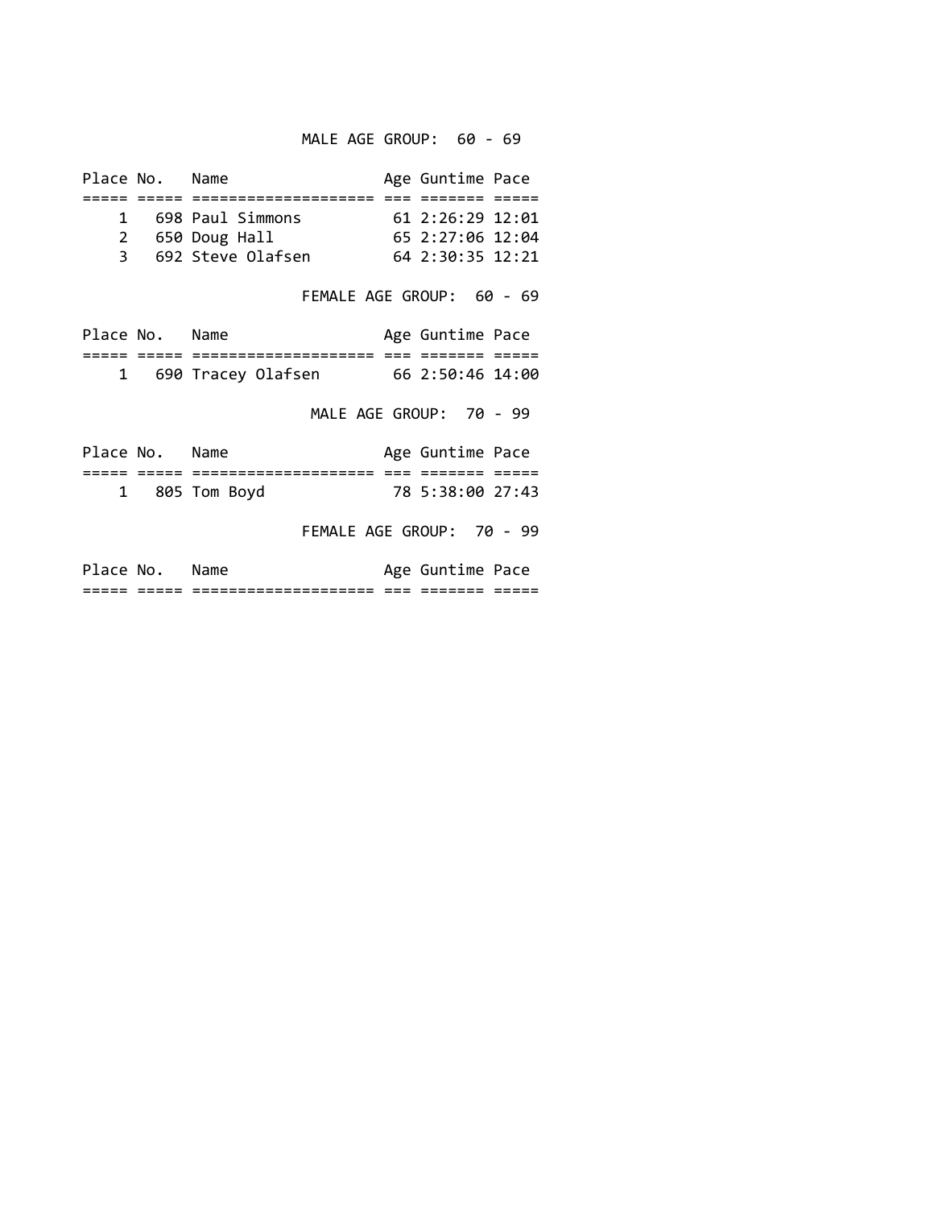### MALE AGE GROUP: 60 - 69

| Place | No. | Name | Age | Guntime | Pace |
|---|---|---|---|---|---|
| 1 | 698 | Paul Simmons | 61 | 2:26:29 | 12:01 |
| 2 | 650 | Doug Hall | 65 | 2:27:06 | 12:04 |
| 3 | 692 | Steve Olafsen | 64 | 2:30:35 | 12:21 |

### FEMALE AGE GROUP: 60 - 69

| Place | No. | Name | Age | Guntime | Pace |
|---|---|---|---|---|---|
| 1 | 690 | Tracey Olafsen | 66 | 2:50:46 | 14:00 |

### MALE AGE GROUP: 70 - 99

| Place | No. | Name | Age | Guntime | Pace |
|---|---|---|---|---|---|
| 1 | 805 | Tom Boyd | 78 | 5:38:00 | 27:43 |

### FEMALE AGE GROUP: 70 - 99

| Place | No. | Name | Age | Guntime | Pace |
|---|---|---|---|---|---|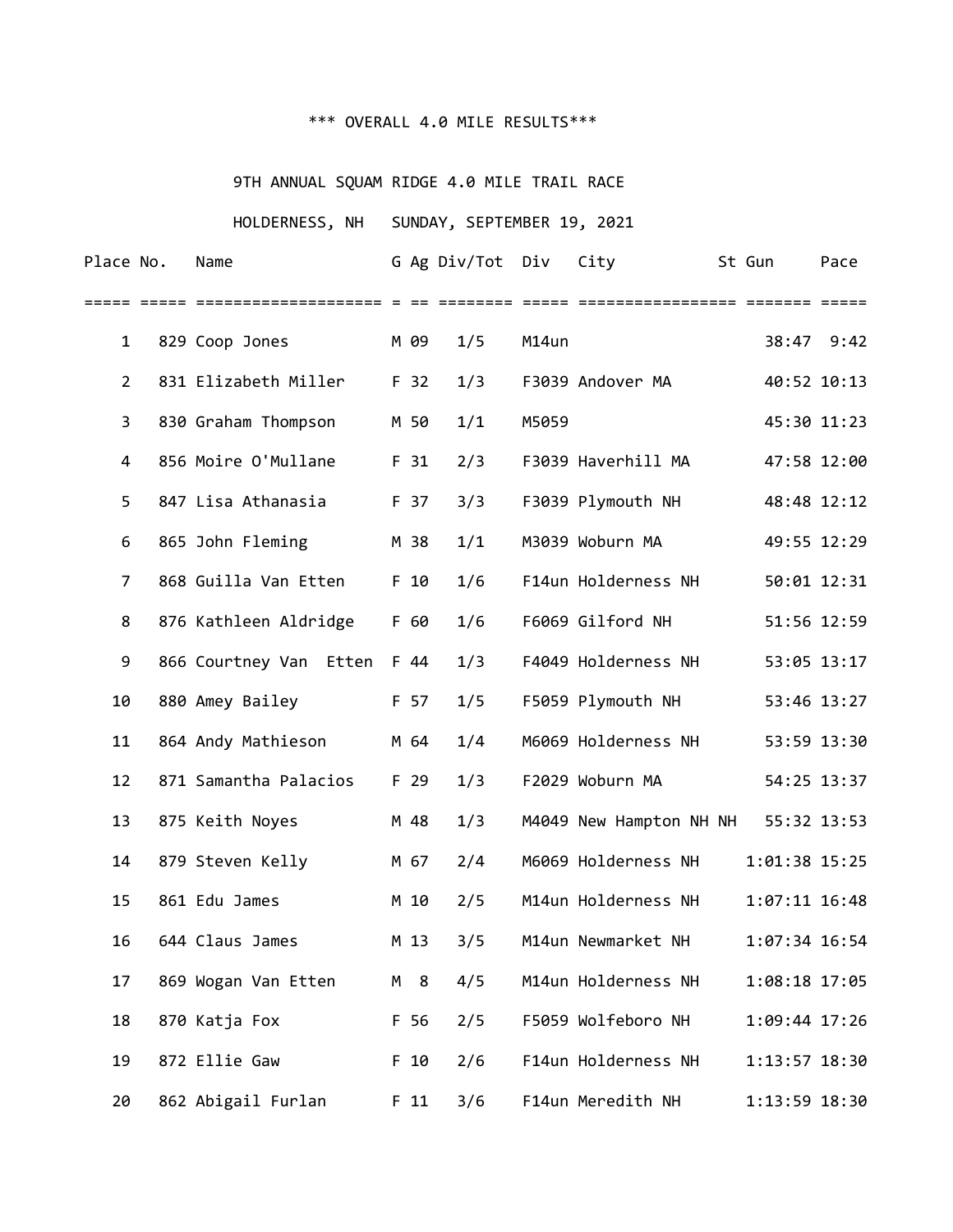*** OVERALL 4.0 MILE RESULTS***

9TH ANNUAL SQUAM RIDGE 4.0 MILE TRAIL RACE

HOLDERNESS, NH   SUNDAY, SEPTEMBER 19, 2021

| Place | No. | Name | G | Ag | Div/Tot | Div | City | St | Gun | Pace |
|---|---|---|---|---|---|---|---|---|---|---|
| 1 | 829 | Coop Jones | M | 09 | 1/5 | M14un | | | 38:47 | 9:42 |
| 2 | 831 | Elizabeth Miller | F | 32 | 1/3 | F3039 | Andover | MA | 40:52 | 10:13 |
| 3 | 830 | Graham Thompson | M | 50 | 1/1 | M5059 | | | 45:30 | 11:23 |
| 4 | 856 | Moire O'Mullane | F | 31 | 2/3 | F3039 | Haverhill | MA | 47:58 | 12:00 |
| 5 | 847 | Lisa Athanasia | F | 37 | 3/3 | F3039 | Plymouth | NH | 48:48 | 12:12 |
| 6 | 865 | John Fleming | M | 38 | 1/1 | M3039 | Woburn | MA | 49:55 | 12:29 |
| 7 | 868 | Guilla Van Etten | F | 10 | 1/6 | F14un | Holderness | NH | 50:01 | 12:31 |
| 8 | 876 | Kathleen Aldridge | F | 60 | 1/6 | F6069 | Gilford | NH | 51:56 | 12:59 |
| 9 | 866 | Courtney Van  Etten | F | 44 | 1/3 | F4049 | Holderness | NH | 53:05 | 13:17 |
| 10 | 880 | Amey Bailey | F | 57 | 1/5 | F5059 | Plymouth | NH | 53:46 | 13:27 |
| 11 | 864 | Andy Mathieson | M | 64 | 1/4 | M6069 | Holderness | NH | 53:59 | 13:30 |
| 12 | 871 | Samantha Palacios | F | 29 | 1/3 | F2029 | Woburn | MA | 54:25 | 13:37 |
| 13 | 875 | Keith Noyes | M | 48 | 1/3 | M4049 | New Hampton NH | NH | 55:32 | 13:53 |
| 14 | 879 | Steven Kelly | M | 67 | 2/4 | M6069 | Holderness | NH | 1:01:38 | 15:25 |
| 15 | 861 | Edu James | M | 10 | 2/5 | M14un | Holderness | NH | 1:07:11 | 16:48 |
| 16 | 644 | Claus James | M | 13 | 3/5 | M14un | Newmarket | NH | 1:07:34 | 16:54 |
| 17 | 869 | Wogan Van Etten | M | 8 | 4/5 | M14un | Holderness | NH | 1:08:18 | 17:05 |
| 18 | 870 | Katja Fox | F | 56 | 2/5 | F5059 | Wolfeboro | NH | 1:09:44 | 17:26 |
| 19 | 872 | Ellie Gaw | F | 10 | 2/6 | F14un | Holderness | NH | 1:13:57 | 18:30 |
| 20 | 862 | Abigail Furlan | F | 11 | 3/6 | F14un | Meredith | NH | 1:13:59 | 18:30 |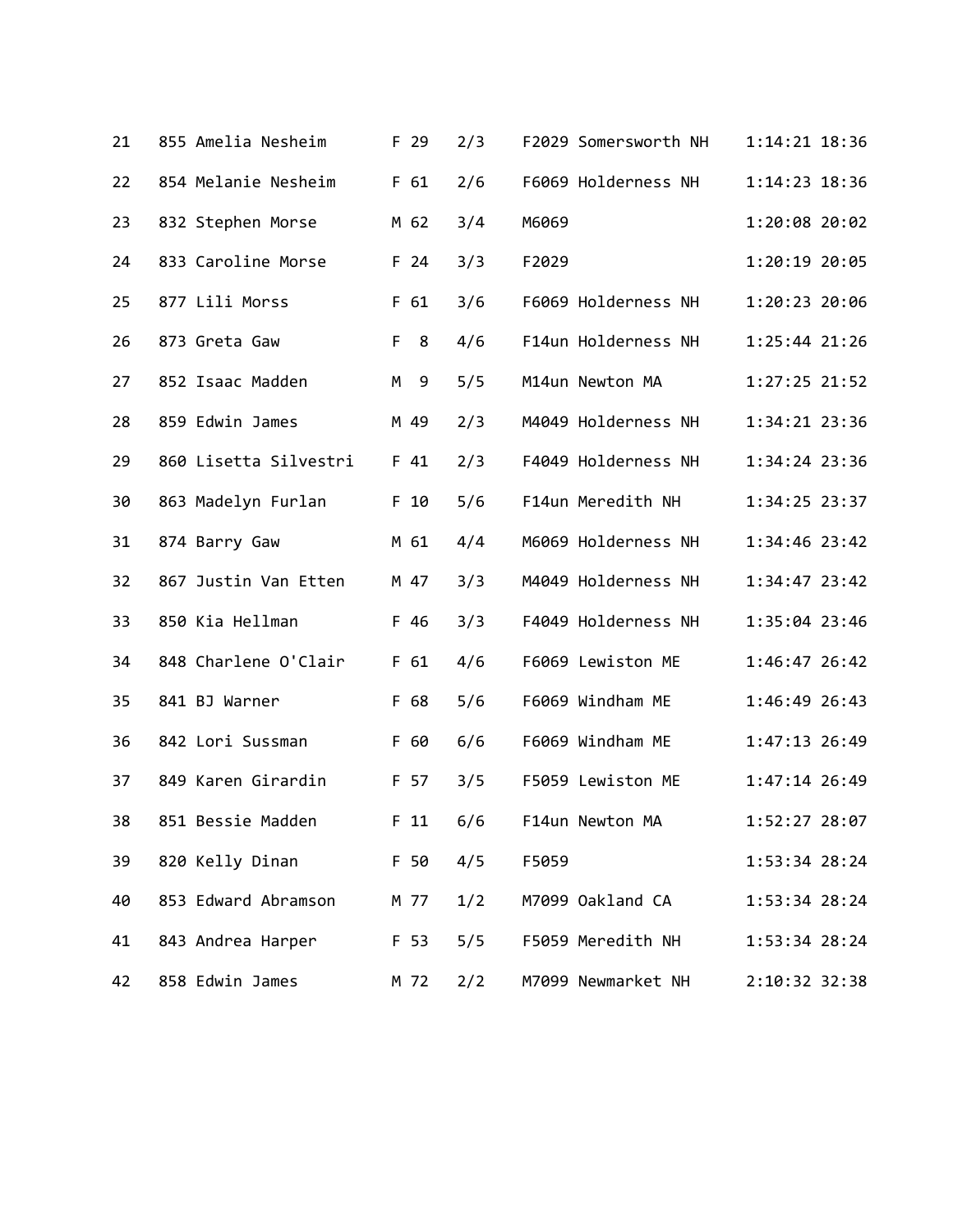| Place | Bib | Name | Sex | Age | Div Place | Division | Hometown | Time | Pace |
|---|---|---|---|---|---|---|---|---|---|
| 21 | 855 | Amelia Nesheim | F | 29 | 2/3 | F2029 | Somersworth NH | 1:14:21 | 18:36 |
| 22 | 854 | Melanie Nesheim | F | 61 | 2/6 | F6069 | Holderness NH | 1:14:23 | 18:36 |
| 23 | 832 | Stephen Morse | M | 62 | 3/4 | M6069 | | 1:20:08 | 20:02 |
| 24 | 833 | Caroline Morse | F | 24 | 3/3 | F2029 | | 1:20:19 | 20:05 |
| 25 | 877 | Lili Morss | F | 61 | 3/6 | F6069 | Holderness NH | 1:20:23 | 20:06 |
| 26 | 873 | Greta Gaw | F | 8 | 4/6 | F14un | Holderness NH | 1:25:44 | 21:26 |
| 27 | 852 | Isaac Madden | M | 9 | 5/5 | M14un | Newton MA | 1:27:25 | 21:52 |
| 28 | 859 | Edwin James | M | 49 | 2/3 | M4049 | Holderness NH | 1:34:21 | 23:36 |
| 29 | 860 | Lisetta Silvestri | F | 41 | 2/3 | F4049 | Holderness NH | 1:34:24 | 23:36 |
| 30 | 863 | Madelyn Furlan | F | 10 | 5/6 | F14un | Meredith NH | 1:34:25 | 23:37 |
| 31 | 874 | Barry Gaw | M | 61 | 4/4 | M6069 | Holderness NH | 1:34:46 | 23:42 |
| 32 | 867 | Justin Van Etten | M | 47 | 3/3 | M4049 | Holderness NH | 1:34:47 | 23:42 |
| 33 | 850 | Kia Hellman | F | 46 | 3/3 | F4049 | Holderness NH | 1:35:04 | 23:46 |
| 34 | 848 | Charlene O'Clair | F | 61 | 4/6 | F6069 | Lewiston ME | 1:46:47 | 26:42 |
| 35 | 841 | BJ Warner | F | 68 | 5/6 | F6069 | Windham ME | 1:46:49 | 26:43 |
| 36 | 842 | Lori Sussman | F | 60 | 6/6 | F6069 | Windham ME | 1:47:13 | 26:49 |
| 37 | 849 | Karen Girardin | F | 57 | 3/5 | F5059 | Lewiston ME | 1:47:14 | 26:49 |
| 38 | 851 | Bessie Madden | F | 11 | 6/6 | F14un | Newton MA | 1:52:27 | 28:07 |
| 39 | 820 | Kelly Dinan | F | 50 | 4/5 | F5059 | | 1:53:34 | 28:24 |
| 40 | 853 | Edward Abramson | M | 77 | 1/2 | M7099 | Oakland CA | 1:53:34 | 28:24 |
| 41 | 843 | Andrea Harper | F | 53 | 5/5 | F5059 | Meredith NH | 1:53:34 | 28:24 |
| 42 | 858 | Edwin James | M | 72 | 2/2 | M7099 | Newmarket NH | 2:10:32 | 32:38 |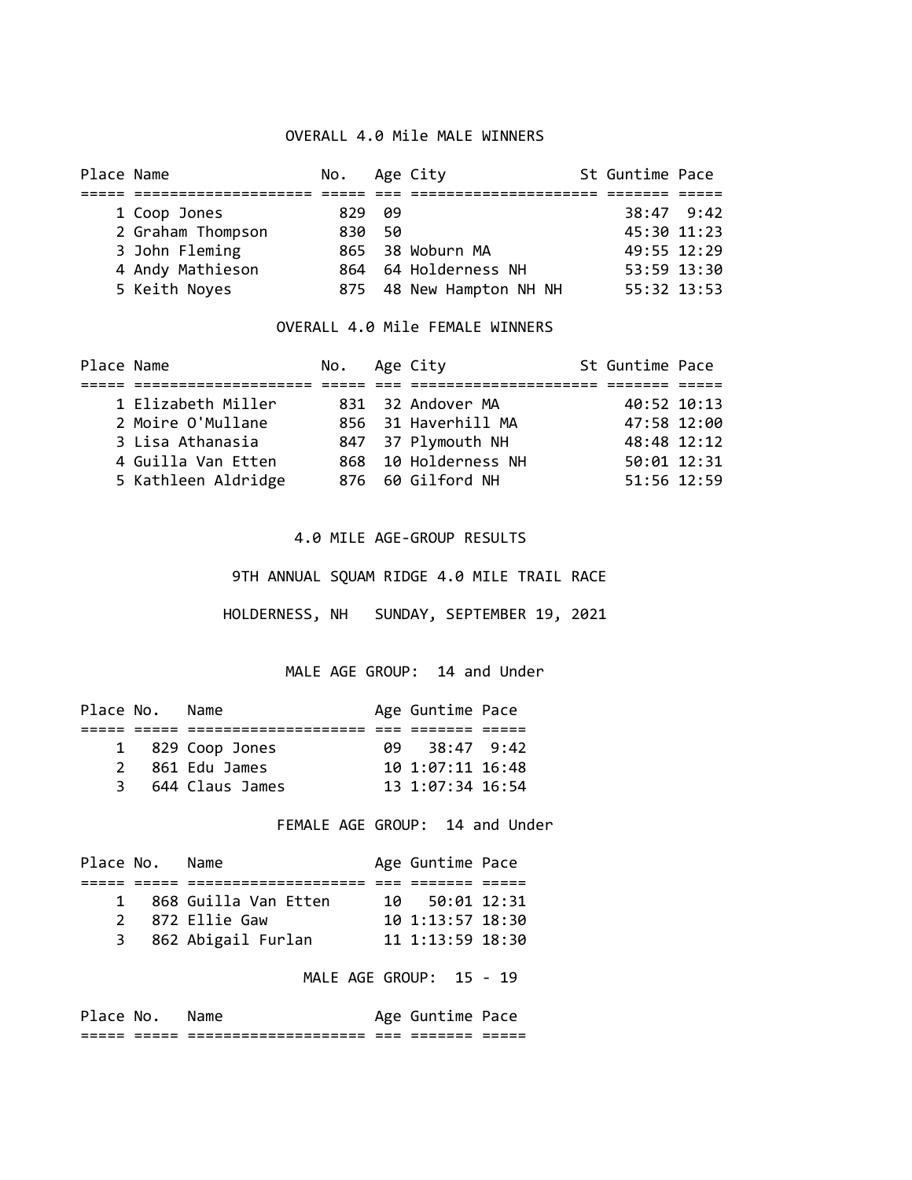## OVERALL 4.0 Mile MALE WINNERS

| Place | Name | No. | Age | City | St | Guntime | Pace |
|---|---|---|---|---|---|---|---|
| 1 | Coop Jones | 829 | 09 | | | 38:47 | 9:42 |
| 2 | Graham Thompson | 830 | 50 | | | 45:30 | 11:23 |
| 3 | John Fleming | 865 | 38 | Woburn MA | | 49:55 | 12:29 |
| 4 | Andy Mathieson | 864 | 64 | Holderness NH | | 53:59 | 13:30 |
| 5 | Keith Noyes | 875 | 48 | New Hampton NH NH | | 55:32 | 13:53 |

## OVERALL 4.0 Mile FEMALE WINNERS

| Place | Name | No. | Age | City | St | Guntime | Pace |
|---|---|---|---|---|---|---|---|
| 1 | Elizabeth Miller | 831 | 32 | Andover MA | | 40:52 | 10:13 |
| 2 | Moire O'Mullane | 856 | 31 | Haverhill MA | | 47:58 | 12:00 |
| 3 | Lisa Athanasia | 847 | 37 | Plymouth NH | | 48:48 | 12:12 |
| 4 | Guilla Van Etten | 868 | 10 | Holderness NH | | 50:01 | 12:31 |
| 5 | Kathleen Aldridge | 876 | 60 | Gilford NH | | 51:56 | 12:59 |

## 4.0 MILE AGE-GROUP RESULTS

### 9TH ANNUAL SQUAM RIDGE 4.0 MILE TRAIL RACE

HOLDERNESS, NH SUNDAY, SEPTEMBER 19, 2021

### MALE AGE GROUP: 14 and Under

| Place | No. | Name | Age | Guntime | Pace |
|---|---|---|---|---|---|
| 1 | 829 | Coop Jones | 09 | 38:47 | 9:42 |
| 2 | 861 | Edu James | 10 | 1:07:11 | 16:48 |
| 3 | 644 | Claus James | 13 | 1:07:34 | 16:54 |

### FEMALE AGE GROUP: 14 and Under

| Place | No. | Name | Age | Guntime | Pace |
|---|---|---|---|---|---|
| 1 | 868 | Guilla Van Etten | 10 | 50:01 | 12:31 |
| 2 | 872 | Ellie Gaw | 10 | 1:13:57 | 18:30 |
| 3 | 862 | Abigail Furlan | 11 | 1:13:59 | 18:30 |

### MALE AGE GROUP: 15 - 19

| Place | No. | Name | Age | Guntime | Pace |
|---|---|---|---|---|---|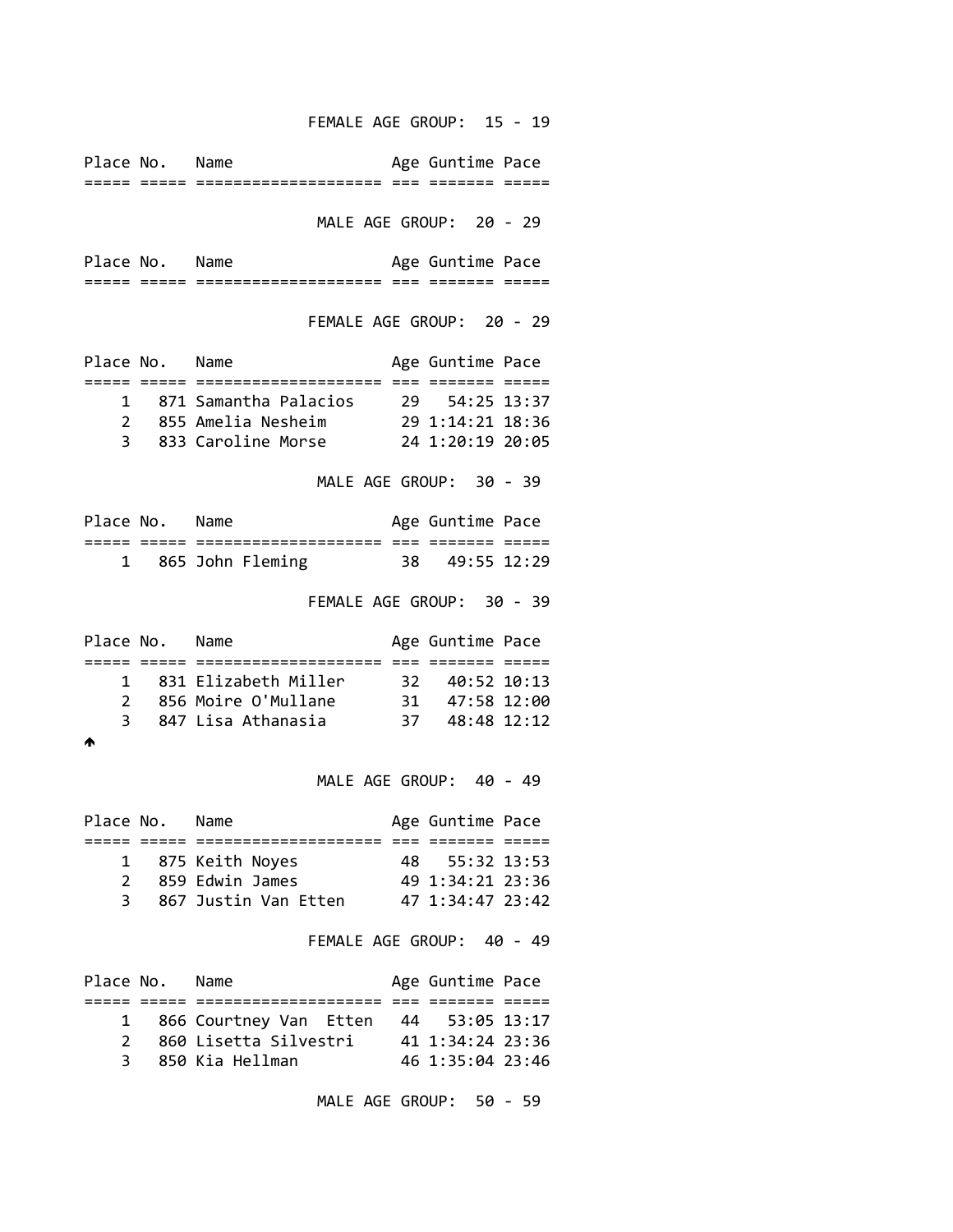## FEMALE AGE GROUP: 15 - 19

| Place | No. | Name | Age | Guntime | Pace |
|---|---|---|---|---|---|

## MALE AGE GROUP: 20 - 29

| Place | No. | Name | Age | Guntime | Pace |
|---|---|---|---|---|---|

## FEMALE AGE GROUP: 20 - 29

| Place | No. | Name | Age | Guntime | Pace |
|---|---|---|---|---|---|
| 1 | 871 | Samantha Palacios | 29 | 54:25 | 13:37 |
| 2 | 855 | Amelia Nesheim | 29 | 1:14:21 | 18:36 |
| 3 | 833 | Caroline Morse | 24 | 1:20:19 | 20:05 |

## MALE AGE GROUP: 30 - 39

| Place | No. | Name | Age | Guntime | Pace |
|---|---|---|---|---|---|
| 1 | 865 | John Fleming | 38 | 49:55 | 12:29 |

## FEMALE AGE GROUP: 30 - 39

| Place | No. | Name | Age | Guntime | Pace |
|---|---|---|---|---|---|
| 1 | 831 | Elizabeth Miller | 32 | 40:52 | 10:13 |
| 2 | 856 | Moire O'Mullane | 31 | 47:58 | 12:00 |
| 3 | 847 | Lisa Athanasia | 37 | 48:48 | 12:12 |

## MALE AGE GROUP: 40 - 49

| Place | No. | Name | Age | Guntime | Pace |
|---|---|---|---|---|---|
| 1 | 875 | Keith Noyes | 48 | 55:32 | 13:53 |
| 2 | 859 | Edwin James | 49 | 1:34:21 | 23:36 |
| 3 | 867 | Justin Van Etten | 47 | 1:34:47 | 23:42 |

## FEMALE AGE GROUP: 40 - 49

| Place | No. | Name | Age | Guntime | Pace |
|---|---|---|---|---|---|
| 1 | 866 | Courtney Van Etten | 44 | 53:05 | 13:17 |
| 2 | 860 | Lisetta Silvestri | 41 | 1:34:24 | 23:36 |
| 3 | 850 | Kia Hellman | 46 | 1:35:04 | 23:46 |

## MALE AGE GROUP: 50 - 59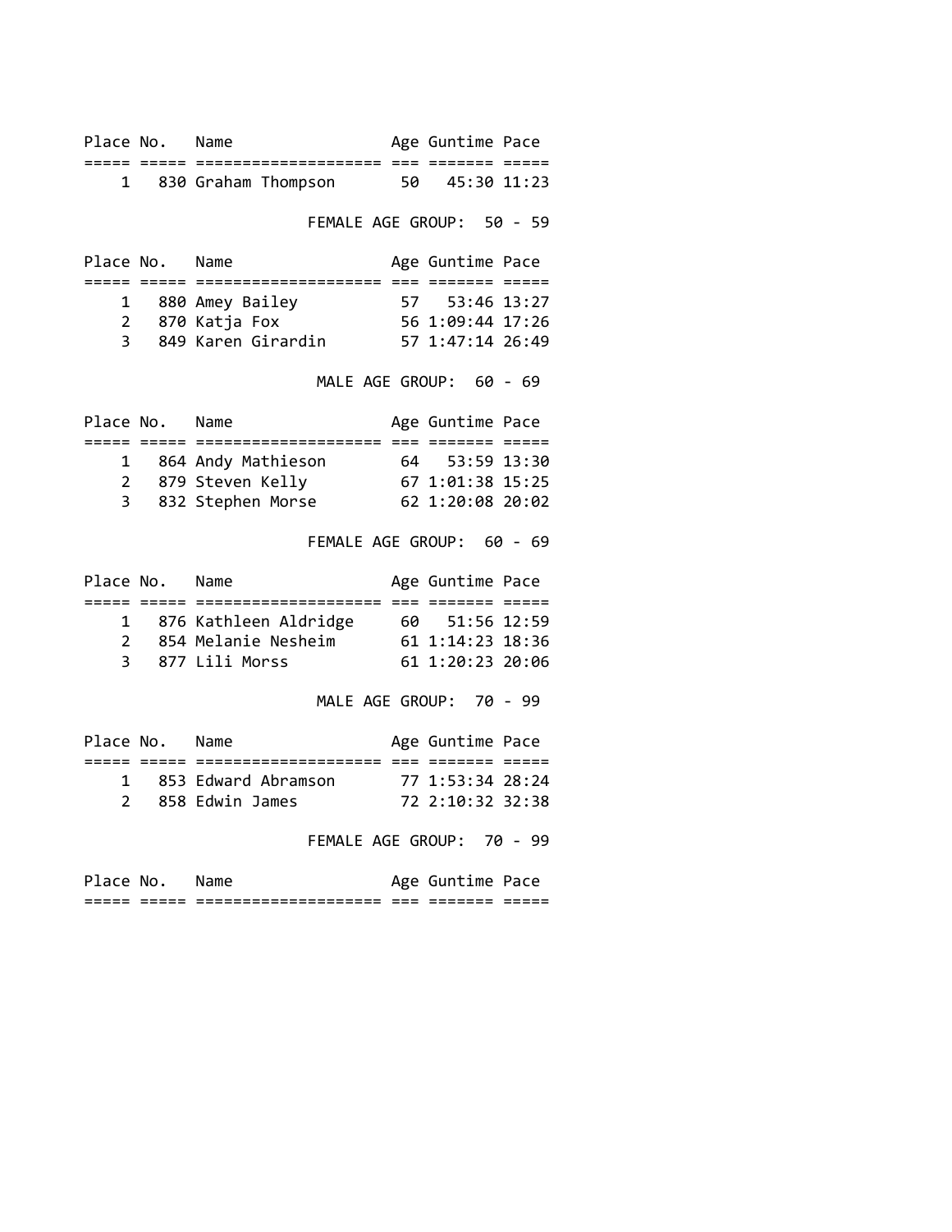| Place | No. | Name | Age | Guntime | Pace |
|---|---|---|---|---|---|
| 1 | 830 | Graham Thompson | 50 | 45:30 | 11:23 |

FEMALE AGE GROUP: 50 - 59

| Place | No. | Name | Age | Guntime | Pace |
|---|---|---|---|---|---|
| 1 | 880 | Amey Bailey | 57 | 53:46 | 13:27 |
| 2 | 870 | Katja Fox | 56 | 1:09:44 | 17:26 |
| 3 | 849 | Karen Girardin | 57 | 1:47:14 | 26:49 |

MALE AGE GROUP: 60 - 69

| Place | No. | Name | Age | Guntime | Pace |
|---|---|---|---|---|---|
| 1 | 864 | Andy Mathieson | 64 | 53:59 | 13:30 |
| 2 | 879 | Steven Kelly | 67 | 1:01:38 | 15:25 |
| 3 | 832 | Stephen Morse | 62 | 1:20:08 | 20:02 |

FEMALE AGE GROUP: 60 - 69

| Place | No. | Name | Age | Guntime | Pace |
|---|---|---|---|---|---|
| 1 | 876 | Kathleen Aldridge | 60 | 51:56 | 12:59 |
| 2 | 854 | Melanie Nesheim | 61 | 1:14:23 | 18:36 |
| 3 | 877 | Lili Morss | 61 | 1:20:23 | 20:06 |

MALE AGE GROUP: 70 - 99

| Place | No. | Name | Age | Guntime | Pace |
|---|---|---|---|---|---|
| 1 | 853 | Edward Abramson | 77 | 1:53:34 | 28:24 |
| 2 | 858 | Edwin James | 72 | 2:10:32 | 32:38 |

FEMALE AGE GROUP: 70 - 99

| Place | No. | Name | Age | Guntime | Pace |
|---|---|---|---|---|---|